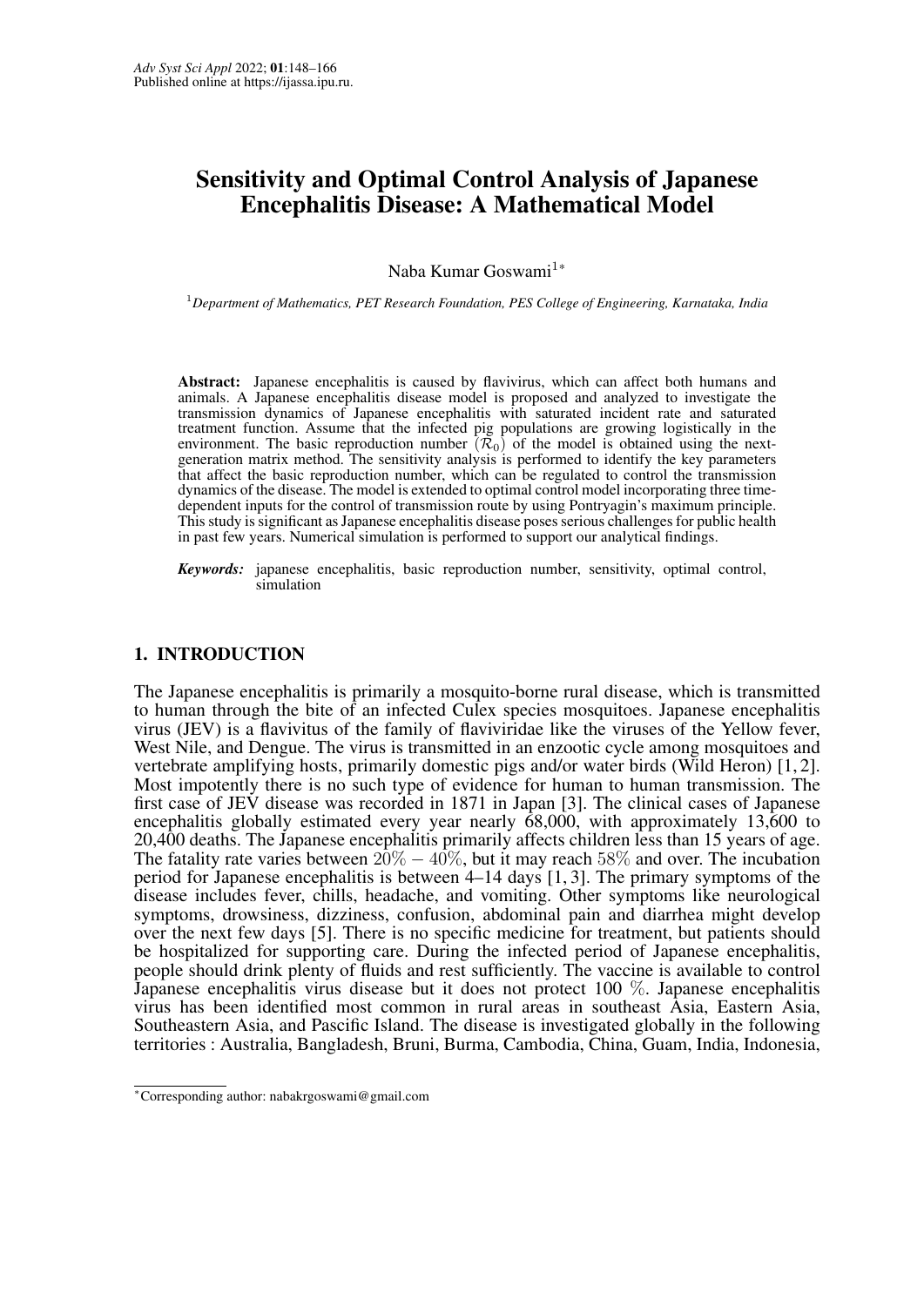# Sensitivity and Optimal Control Analysis of Japanese Encephalitis Disease: A Mathematical Model

Naba Kumar Goswami[1*]

[1]*Department of Mathematics, PET Research Foundation, PES College of Engineering, Karnataka, India*

**Abstract:** Japanese encephalitis is caused by flavivirus, which can affect both humans and animals. A Japanese encephalitis disease model is proposed and analyzed to investigate the transmission dynamics of Japanese encephalitis with saturated incident rate and saturated treatment function. Assume that the infected pig populations are growing logistically in the environment. The basic reproduction number $(\mathcal{R}_0)$ of the model is obtained using the next-generation matrix method. The sensitivity analysis is performed to identify the key parameters that affect the basic reproduction number, which can be regulated to control the transmission dynamics of the disease. The model is extended to optimal control model incorporating three time-dependent inputs for the control of transmission route by using Pontryagin's maximum principle. This study is significant as Japanese encephalitis disease poses serious challenges for public health in past few years. Numerical simulation is performed to support our analytical findings.

***Keywords:*** japanese encephalitis, basic reproduction number, sensitivity, optimal control, simulation

## 1. INTRODUCTION

The Japanese encephalitis is primarily a mosquito-borne rural disease, which is transmitted to human through the bite of an infected Culex species mosquitoes. Japanese encephalitis virus (JEV) is a flavivitus of the family of flaviviridae like the viruses of the Yellow fever, West Nile, and Dengue. The virus is transmitted in an enzootic cycle among mosquitoes and vertebrate amplifying hosts, primarily domestic pigs and/or water birds (Wild Heron) [1, 2]. Most impotently there is no such type of evidence for human to human transmission. The first case of JEV disease was recorded in 1871 in Japan [3]. The clinical cases of Japanese encephalitis globally estimated every year nearly 68,000, with approximately 13,600 to 20,400 deaths. The Japanese encephalitis primarily affects children less than 15 years of age. The fatality rate varies between $20\% - 40\%$, but it may reach $58\%$ and over. The incubation period for Japanese encephalitis is between 4–14 days [1, 3]. The primary symptoms of the disease includes fever, chills, headache, and vomiting. Other symptoms like neurological symptoms, drowsiness, dizziness, confusion, abdominal pain and diarrhea might develop over the next few days [5]. There is no specific medicine for treatment, but patients should be hospitalized for supporting care. During the infected period of Japanese encephalitis, people should drink plenty of fluids and rest sufficiently. The vaccine is available to control Japanese encephalitis virus disease but it does not protect 100 $\%$. Japanese encephalitis virus has been identified most common in rural areas in southeast Asia, Eastern Asia, Southeastern Asia, and Pascific Island. The disease is investigated globally in the following territories : Australia, Bangladesh, Bruni, Burma, Cambodia, China, Guam, India, Indonesia,

*Corresponding author: nabakrgoswami@gmail.com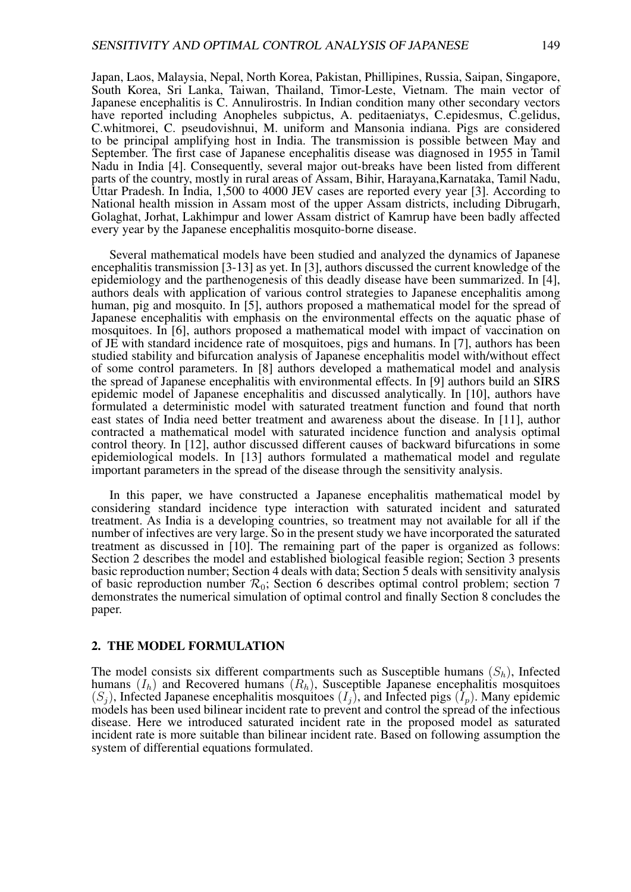Japan, Laos, Malaysia, Nepal, North Korea, Pakistan, Phillipines, Russia, Saipan, Singapore, South Korea, Sri Lanka, Taiwan, Thailand, Timor-Leste, Vietnam. The main vector of Japanese encephalitis is C. Annulirostris. In Indian condition many other secondary vectors have reported including Anopheles subpictus, A. peditaeniatys, C.epidesmus, C.gelidus, C.whitmorei, C. pseudovishnui, M. uniform and Mansonia indiana. Pigs are considered to be principal amplifying host in India. The transmission is possible between May and September. The first case of Japanese encephalitis disease was diagnosed in 1955 in Tamil Nadu in India [4]. Consequently, several major out-breaks have been listed from different parts of the country, mostly in rural areas of Assam, Bihir, Harayana,Karnataka, Tamil Nadu, Uttar Pradesh. In India, 1,500 to 4000 JEV cases are reported every year [3]. According to National health mission in Assam most of the upper Assam districts, including Dibrugarh, Golaghat, Jorhat, Lakhimpur and lower Assam district of Kamrup have been badly affected every year by the Japanese encephalitis mosquito-borne disease.

Several mathematical models have been studied and analyzed the dynamics of Japanese encephalitis transmission [3-13] as yet. In [3], authors discussed the current knowledge of the epidemiology and the parthenogenesis of this deadly disease have been summarized. In [4], authors deals with application of various control strategies to Japanese encephalitis among human, pig and mosquito. In [5], authors proposed a mathematical model for the spread of Japanese encephalitis with emphasis on the environmental effects on the aquatic phase of mosquitoes. In [6], authors proposed a mathematical model with impact of vaccination on of JE with standard incidence rate of mosquitoes, pigs and humans. In [7], authors has been studied stability and bifurcation analysis of Japanese encephalitis model with/without effect of some control parameters. In [8] authors developed a mathematical model and analysis the spread of Japanese encephalitis with environmental effects. In [9] authors build an SIRS epidemic model of Japanese encephalitis and discussed analytically. In [10], authors have formulated a deterministic model with saturated treatment function and found that north east states of India need better treatment and awareness about the disease. In [11], author contracted a mathematical model with saturated incidence function and analysis optimal control theory. In [12], author discussed different causes of backward bifurcations in some epidemiological models. In [13] authors formulated a mathematical model and regulate important parameters in the spread of the disease through the sensitivity analysis.

In this paper, we have constructed a Japanese encephalitis mathematical model by considering standard incidence type interaction with saturated incident and saturated treatment. As India is a developing countries, so treatment may not available for all if the number of infectives are very large. So in the present study we have incorporated the saturated treatment as discussed in [10]. The remaining part of the paper is organized as follows: Section 2 describes the model and established biological feasible region; Section 3 presents basic reproduction number; Section 4 deals with data; Section 5 deals with sensitivity analysis of basic reproduction number $\mathcal{R}_0$; Section 6 describes optimal control problem; section 7 demonstrates the numerical simulation of optimal control and finally Section 8 concludes the paper.

## 2. THE MODEL FORMULATION

The model consists six different compartments such as Susceptible humans $(S_h)$, Infected humans $(I_h)$ and Recovered humans $(R_h)$, Susceptible Japanese encephalitis mosquitoes $(S_j)$, Infected Japanese encephalitis mosquitoes $(I_j)$, and Infected pigs $(I_p)$. Many epidemic models has been used bilinear incident rate to prevent and control the spread of the infectious disease. Here we introduced saturated incident rate in the proposed model as saturated incident rate is more suitable than bilinear incident rate. Based on following assumption the system of differential equations formulated.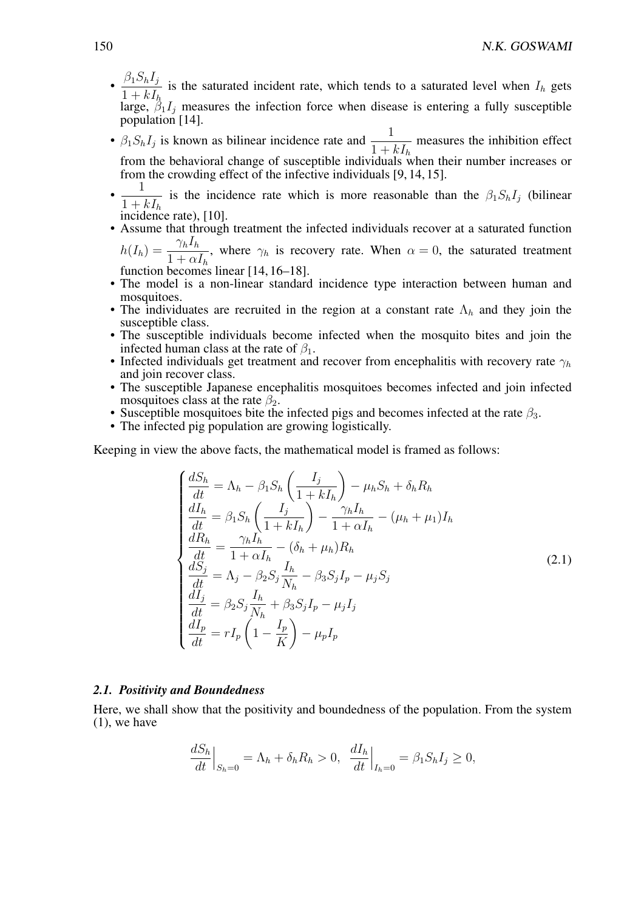- $\dfrac{\beta_1 S_h I_j}{1+kI_h}$ is the saturated incident rate, which tends to a saturated level when $I_h$ gets large, $\beta_1 I_j$ measures the infection force when disease is entering a fully susceptible population [14].
- $\beta_1 S_h I_j$ is known as bilinear incidence rate and $\dfrac{1}{1+kI_h}$ measures the inhibition effect from the behavioral change of susceptible individuals when their number increases or from the crowding effect of the infective individuals [9, 14, 15].
- $\dfrac{1}{1+kI_h}$ is the incidence rate which is more reasonable than the $\beta_1 S_h I_j$ (bilinear incidence rate), [10].
- Assume that through treatment the infected individuals recover at a saturated function $h(I_h) = \dfrac{\gamma_h I_h}{1+\alpha I_h}$, where $\gamma_h$ is recovery rate. When $\alpha = 0$, the saturated treatment function becomes linear [14, 16–18].
- The model is a non-linear standard incidence type interaction between human and mosquitoes.
- The individuates are recruited in the region at a constant rate $\Lambda_h$ and they join the susceptible class.
- The susceptible individuals become infected when the mosquito bites and join the infected human class at the rate of $\beta_1$.
- Infected individuals get treatment and recover from encephalitis with recovery rate $\gamma_h$ and join recover class.
- The susceptible Japanese encephalitis mosquitoes becomes infected and join infected mosquitoes class at the rate $\beta_2$.
- Susceptible mosquitoes bite the infected pigs and becomes infected at the rate $\beta_3$.
- The infected pig population are growing logistically.

Keeping in view the above facts, the mathematical model is framed as follows:

$$
\begin{cases}
\dfrac{dS_h}{dt} = \Lambda_h - \beta_1 S_h \left(\dfrac{I_j}{1+kI_h}\right) - \mu_h S_h + \delta_h R_h \\
\dfrac{dI_h}{dt} = \beta_1 S_h \left(\dfrac{I_j}{1+kI_h}\right) - \dfrac{\gamma_h I_h}{1+\alpha I_h} - (\mu_h + \mu_1) I_h \\
\dfrac{dR_h}{dt} = \dfrac{\gamma_h I_h}{1+\alpha I_h} - (\delta_h + \mu_h) R_h \\
\dfrac{dS_j}{dt} = \Lambda_j - \beta_2 S_j \dfrac{I_h}{N_h} - \beta_3 S_j I_p - \mu_j S_j \\
\dfrac{dI_j}{dt} = \beta_2 S_j \dfrac{I_h}{N_h} + \beta_3 S_j I_p - \mu_j I_j \\
\dfrac{dI_p}{dt} = rI_p \left(1 - \dfrac{I_p}{K}\right) - \mu_p I_p
\end{cases}
\tag{2.1}
$$

### 2.1. Positivity and Boundedness

Here, we shall show that the positivity and boundedness of the population. From the system (1), we have

$$
\frac{dS_h}{dt}\Big|_{S_h=0} = \Lambda_h + \delta_h R_h > 0, \quad \frac{dI_h}{dt}\Big|_{I_h=0} = \beta_1 S_h I_j \geq 0,
$$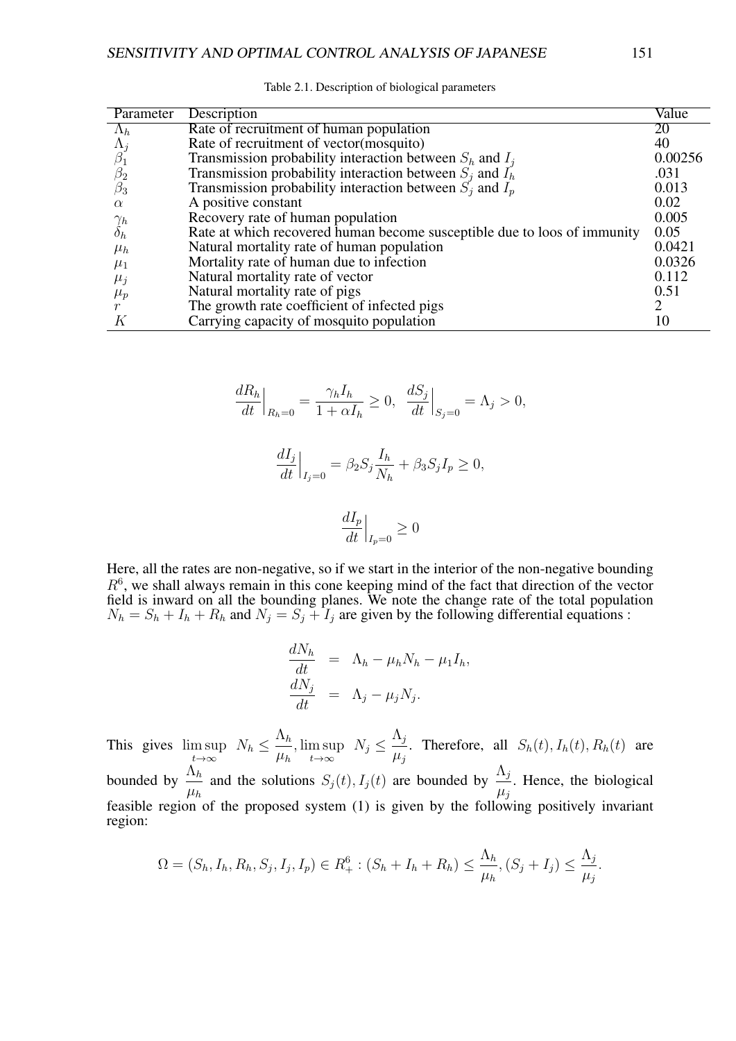Table 2.1. Description of biological parameters

| Parameter | Description | Value |
|---|---|---|
| $\Lambda_h$ | Rate of recruitment of human population | 20 |
| $\Lambda_j$ | Rate of recruitment of vector(mosquito) | 40 |
| $\beta_1$ | Transmission probability interaction between $S_h$ and $I_j$ | 0.00256 |
| $\beta_2$ | Transmission probability interaction between $S_j$ and $I_h$ | .031 |
| $\beta_3$ | Transmission probability interaction between $S_j$ and $I_p$ | 0.013 |
| $\alpha$ | A positive constant | 0.02 |
| $\gamma_h$ | Recovery rate of human population | 0.005 |
| $\delta_h$ | Rate at which recovered human become susceptible due to loos of immunity | 0.05 |
| $\mu_h$ | Natural mortality rate of human population | 0.0421 |
| $\mu_1$ | Mortality rate of human due to infection | 0.0326 |
| $\mu_j$ | Natural mortality rate of vector | 0.112 |
| $\mu_p$ | Natural mortality rate of pigs | 0.51 |
| $r$ | The growth rate coefficient of infected pigs | 2 |
| $K$ | Carrying capacity of mosquito population | 10 |

$$\frac{dR_h}{dt}\Big|_{R_h=0} = \frac{\gamma_h I_h}{1+\alpha I_h} \geq 0, \quad \frac{dS_j}{dt}\Big|_{S_j=0} = \Lambda_j > 0,$$

$$\frac{dI_j}{dt}\Big|_{I_j=0} = \beta_2 S_j \frac{I_h}{N_h} + \beta_3 S_j I_p \geq 0,$$

$$\frac{dI_p}{dt}\Big|_{I_p=0} \geq 0$$

Here, all the rates are non-negative, so if we start in the interior of the non-negative bounding $R^6$, we shall always remain in this cone keeping mind of the fact that direction of the vector field is inward on all the bounding planes. We note the change rate of the total population $N_h = S_h + I_h + R_h$ and $N_j = S_j + I_j$ are given by the following differential equations :

$$\begin{aligned}
\frac{dN_h}{dt} &= \Lambda_h - \mu_h N_h - \mu_1 I_h, \\
\frac{dN_j}{dt} &= \Lambda_j - \mu_j N_j.
\end{aligned}$$

This gives $\limsup_{t\to\infty} N_h \leq \frac{\Lambda_h}{\mu_h}, \limsup_{t\to\infty} N_j \leq \frac{\Lambda_j}{\mu_j}$. Therefore, all $S_h(t), I_h(t), R_h(t)$ are bounded by $\frac{\Lambda_h}{\mu_h}$ and the solutions $S_j(t), I_j(t)$ are bounded by $\frac{\Lambda_j}{\mu_j}$. Hence, the biological feasible region of the proposed system (1) is given by the following positively invariant region:

$$\Omega = (S_h, I_h, R_h, S_j, I_j, I_p) \in R_+^6 : (S_h + I_h + R_h) \leq \frac{\Lambda_h}{\mu_h}, (S_j + I_j) \leq \frac{\Lambda_j}{\mu_j}.$$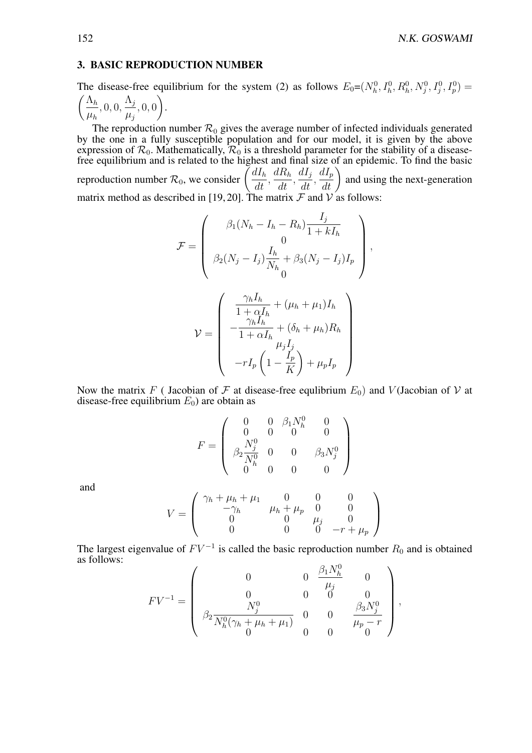## 3. BASIC REPRODUCTION NUMBER

The disease-free equilibrium for the system (2) as follows $E_0$=$(N_h^0, I_h^0, R_h^0, N_j^0, I_j^0, I_p^0) = \left(\frac{\Lambda_h}{\mu_h}, 0, 0, \frac{\Lambda_j}{\mu_j}, 0, 0\right)$.

The reproduction number $\mathcal{R}_0$ gives the average number of infected individuals generated by the one in a fully susceptible population and for our model, it is given by the above expression of $\mathcal{R}_0$. Mathematically, $\mathcal{R}_0$ is a threshold parameter for the stability of a disease-free equilibrium and is related to the highest and final size of an epidemic. To find the basic reproduction number $\mathcal{R}_0$, we consider $\left(\frac{dI_h}{dt}, \frac{dR_h}{dt}, \frac{dI_j}{dt}, \frac{dI_p}{dt}\right)$ and using the next-generation matrix method as described in [19, 20]. The matrix $\mathcal{F}$ and $\mathcal{V}$ as follows:

$$\mathcal{F} = \begin{pmatrix} \beta_1(N_h - I_h - R_h)\dfrac{I_j}{1 + kI_h} \\ 0 \\ \beta_2(N_j - I_j)\dfrac{I_h}{N_h} + \beta_3(N_j - I_j)I_p \\ 0 \end{pmatrix},$$

$$\mathcal{V} = \begin{pmatrix} \dfrac{\gamma_h I_h}{1 + \alpha I_h} + (\mu_h + \mu_1)I_h \\ -\dfrac{\gamma_h I_h}{1 + \alpha I_h} + (\delta_h + \mu_h)R_h \\ \mu_j I_j \\ -rI_p\left(1 - \dfrac{I_p}{K}\right) + \mu_p I_p \end{pmatrix}$$

Now the matrix $F$ ( Jacobian of $\mathcal{F}$ at disease-free equlibrium $E_0$) and $V$(Jacobian of $\mathcal{V}$ at disease-free equilibrium $E_0$) are obtain as

$$F = \begin{pmatrix} 0 & 0 & \beta_1 N_h^0 & 0 \\ 0 & 0 & 0 & 0 \\ \beta_2 \dfrac{N_j^0}{N_h^0} & 0 & 0 & \beta_3 N_j^0 \\ 0 & 0 & 0 & 0 \end{pmatrix}$$

and

$$V = \begin{pmatrix} \gamma_h + \mu_h + \mu_1 & 0 & 0 & 0 \\ -\gamma_h & \mu_h + \mu_p & 0 & 0 \\ 0 & 0 & \mu_j & 0 \\ 0 & 0 & 0 & -r + \mu_p \end{pmatrix}$$

The largest eigenvalue of $FV^{-1}$ is called the basic reproduction number $R_0$ and is obtained as follows:

$$FV^{-1} = \begin{pmatrix} 0 & 0 & \dfrac{\beta_1 N_h^0}{\mu_j} & 0 \\ 0 & 0 & 0 & 0 \\ \beta_2 \dfrac{N_j^0}{N_h^0(\gamma_h + \mu_h + \mu_1)} & 0 & 0 & \dfrac{\beta_3 N_j^0}{\mu_p - r} \\ 0 & 0 & 0 & 0 \end{pmatrix},$$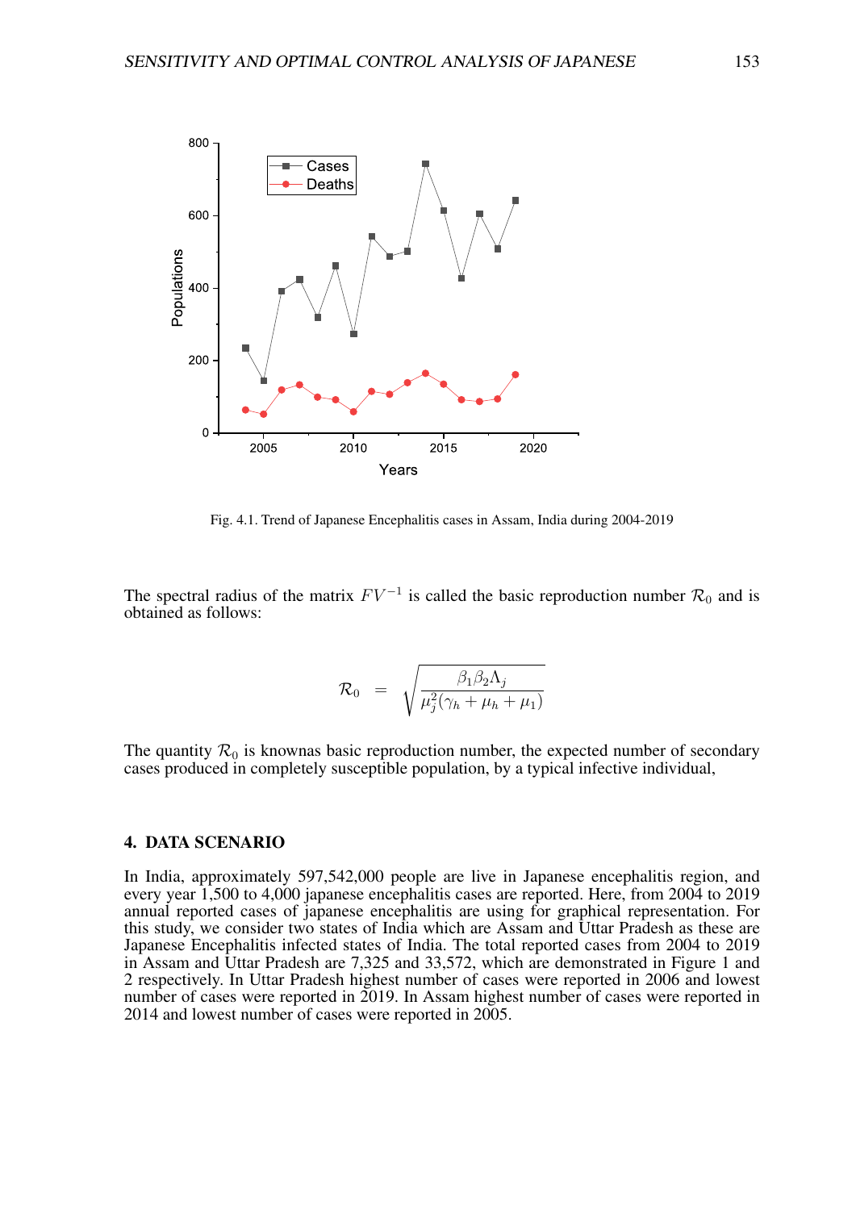Fig. 4.1. Trend of Japanese Encephalitis cases in Assam, India during 2004-2019

The spectral radius of the matrix $FV^{-1}$ is called the basic reproduction number $\mathcal{R}_0$ and is obtained as follows:

$$\mathcal{R}_0 = \sqrt{\frac{\beta_1 \beta_2 \Lambda_j}{\mu_j^2(\gamma_h + \mu_h + \mu_1)}}$$

The quantity $\mathcal{R}_0$ is knownas basic reproduction number, the expected number of secondary cases produced in completely susceptible population, by a typical infective individual,

## 4. DATA SCENARIO

In India, approximately 597,542,000 people are live in Japanese encephalitis region, and every year 1,500 to 4,000 japanese encephalitis cases are reported. Here, from 2004 to 2019 annual reported cases of japanese encephalitis are using for graphical representation. For this study, we consider two states of India which are Assam and Uttar Pradesh as these are Japanese Encephalitis infected states of India. The total reported cases from 2004 to 2019 in Assam and Uttar Pradesh are 7,325 and 33,572, which are demonstrated in Figure 1 and 2 respectively. In Uttar Pradesh highest number of cases were reported in 2006 and lowest number of cases were reported in 2019. In Assam highest number of cases were reported in 2014 and lowest number of cases were reported in 2005.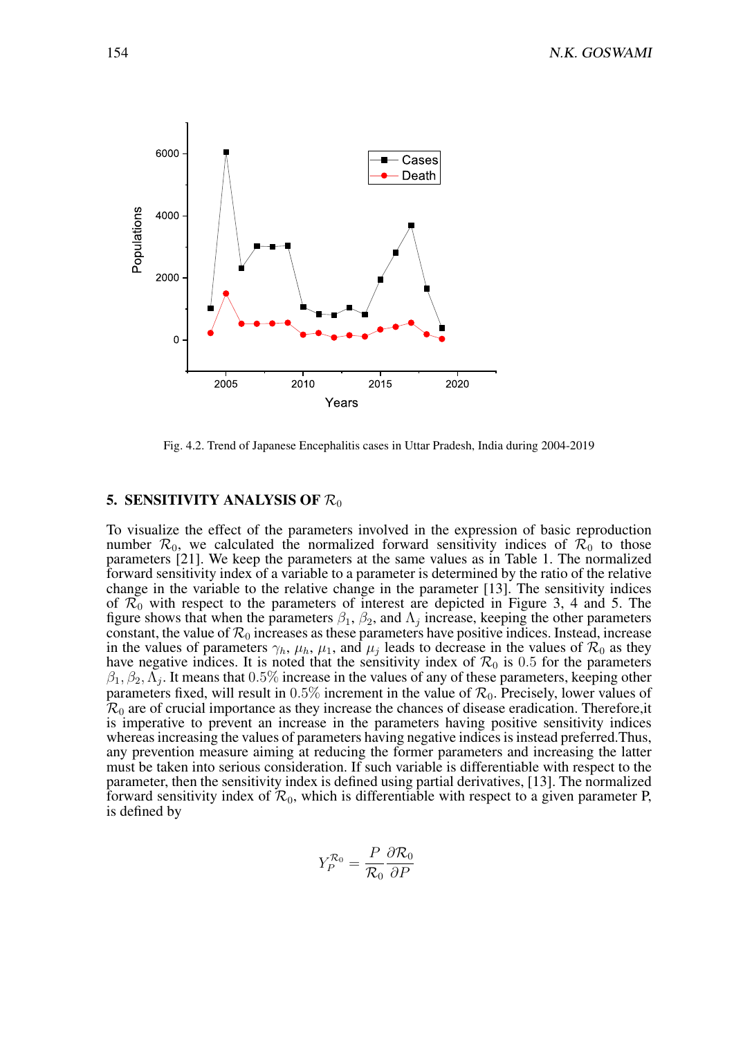Fig. 4.2. Trend of Japanese Encephalitis cases in Uttar Pradesh, India during 2004-2019

## 5. SENSITIVITY ANALYSIS OF $\mathcal{R}_0$

To visualize the effect of the parameters involved in the expression of basic reproduction number $\mathcal{R}_0$, we calculated the normalized forward sensitivity indices of $\mathcal{R}_0$ to those parameters [21]. We keep the parameters at the same values as in Table 1. The normalized forward sensitivity index of a variable to a parameter is determined by the ratio of the relative change in the variable to the relative change in the parameter [13]. The sensitivity indices of $\mathcal{R}_0$ with respect to the parameters of interest are depicted in Figure 3, 4 and 5. The figure shows that when the parameters $\beta_1$, $\beta_2$, and $\Lambda_j$ increase, keeping the other parameters constant, the value of $\mathcal{R}_0$ increases as these parameters have positive indices. Instead, increase in the values of parameters $\gamma_h$, $\mu_h$, $\mu_1$, and $\mu_j$ leads to decrease in the values of $\mathcal{R}_0$ as they have negative indices. It is noted that the sensitivity index of $\mathcal{R}_0$ is $0.5$ for the parameters $\beta_1, \beta_2, \Lambda_j$. It means that $0.5\%$ increase in the values of any of these parameters, keeping other parameters fixed, will result in $0.5\%$ increment in the value of $\mathcal{R}_0$. Precisely, lower values of $\mathcal{R}_0$ are of crucial importance as they increase the chances of disease eradication. Therefore,it is imperative to prevent an increase in the parameters having positive sensitivity indices whereas increasing the values of parameters having negative indices is instead preferred.Thus, any prevention measure aiming at reducing the former parameters and increasing the latter must be taken into serious consideration. If such variable is differentiable with respect to the parameter, then the sensitivity index is defined using partial derivatives, [13]. The normalized forward sensitivity index of $\mathcal{R}_0$, which is differentiable with respect to a given parameter P, is defined by

$$Y_P^{\mathcal{R}_0} = \frac{P}{\mathcal{R}_0} \frac{\partial \mathcal{R}_0}{\partial P}$$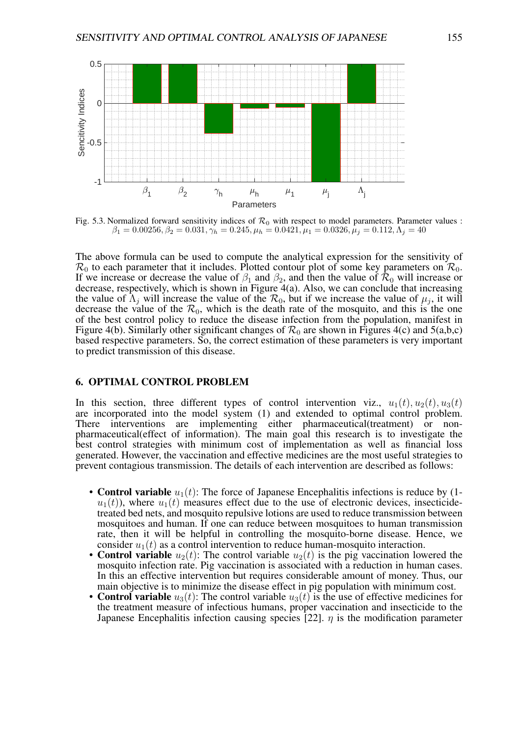Fig. 5.3. Normalized forward sensitivity indices of $\mathcal{R}_0$ with respect to model parameters. Parameter values : $\beta_1 = 0.00256, \beta_2 = 0.031, \gamma_h = 0.245, \mu_h = 0.0421, \mu_1 = 0.0326, \mu_j = 0.112, \Lambda_j = 40$

The above formula can be used to compute the analytical expression for the sensitivity of $\mathcal{R}_0$ to each parameter that it includes. Plotted contour plot of some key parameters on $\mathcal{R}_0$. If we increase or decrease the value of $\beta_1$ and $\beta_2$, and then the value of $\mathcal{R}_0$ will increase or decrease, respectively, which is shown in Figure 4(a). Also, we can conclude that increasing the value of $\Lambda_j$ will increase the value of the $\mathcal{R}_0$, but if we increase the value of $\mu_j$, it will decrease the value of the $\mathcal{R}_0$, which is the death rate of the mosquito, and this is the one of the best control policy to reduce the disease infection from the population, manifest in Figure 4(b). Similarly other significant changes of $\mathcal{R}_0$ are shown in Figures 4(c) and 5(a,b,c) based respective parameters. So, the correct estimation of these parameters is very important to predict transmission of this disease.

## 6. OPTIMAL CONTROL PROBLEM

In this section, three different types of control intervention viz., $u_1(t), u_2(t), u_3(t)$ are incorporated into the model system (1) and extended to optimal control problem. There interventions are implementing either pharmaceutical(treatment) or non-pharmaceutical(effect of information). The main goal this research is to investigate the best control strategies with minimum cost of implementation as well as financial loss generated. However, the vaccination and effective medicines are the most useful strategies to prevent contagious transmission. The details of each intervention are described as follows:

- **Control variable** $u_1(t)$: The force of Japanese Encephalitis infections is reduce by (1-$u_1(t)$), where $u_1(t)$ measures effect due to the use of electronic devices, insecticide-treated bed nets, and mosquito repulsive lotions are used to reduce transmission between mosquitoes and human. If one can reduce between mosquitoes to human transmission rate, then it will be helpful in controlling the mosquito-borne disease. Hence, we consider $u_1(t)$ as a control intervention to reduce human-mosquito interaction.
- **Control variable** $u_2(t)$: The control variable $u_2(t)$ is the pig vaccination lowered the mosquito infection rate. Pig vaccination is associated with a reduction in human cases. In this an effective intervention but requires considerable amount of money. Thus, our main objective is to minimize the disease effect in pig population with minimum cost.
- **Control variable** $u_3(t)$: The control variable $u_3(t)$ is the use of effective medicines for the treatment measure of infectious humans, proper vaccination and insecticide to the Japanese Encephalitis infection causing species [22]. $\eta$ is the modification parameter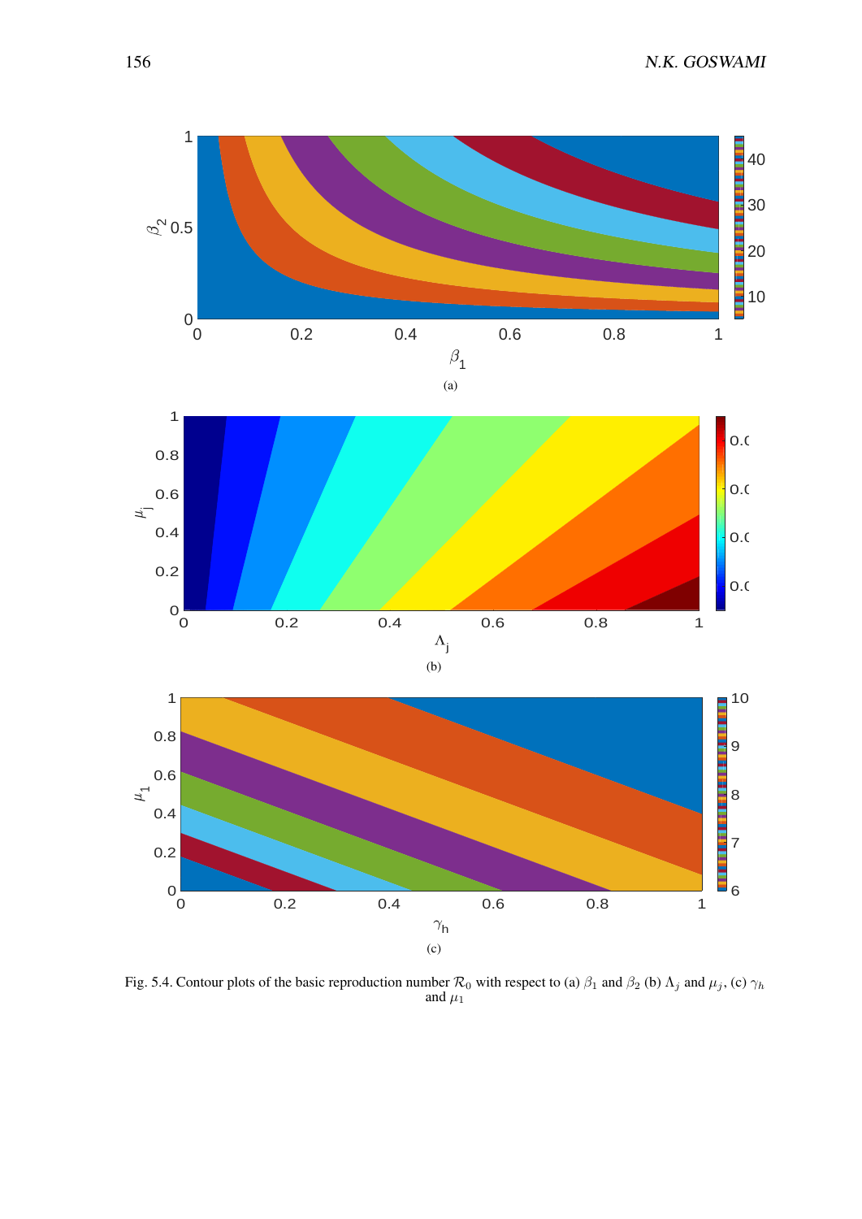(a)

(b)

(c)

Fig. 5.4. Contour plots of the basic reproduction number $\mathcal{R}_0$ with respect to (a) $\beta_1$ and $\beta_2$ (b) $\Lambda_j$ and $\mu_j$, (c) $\gamma_h$ and $\mu_1$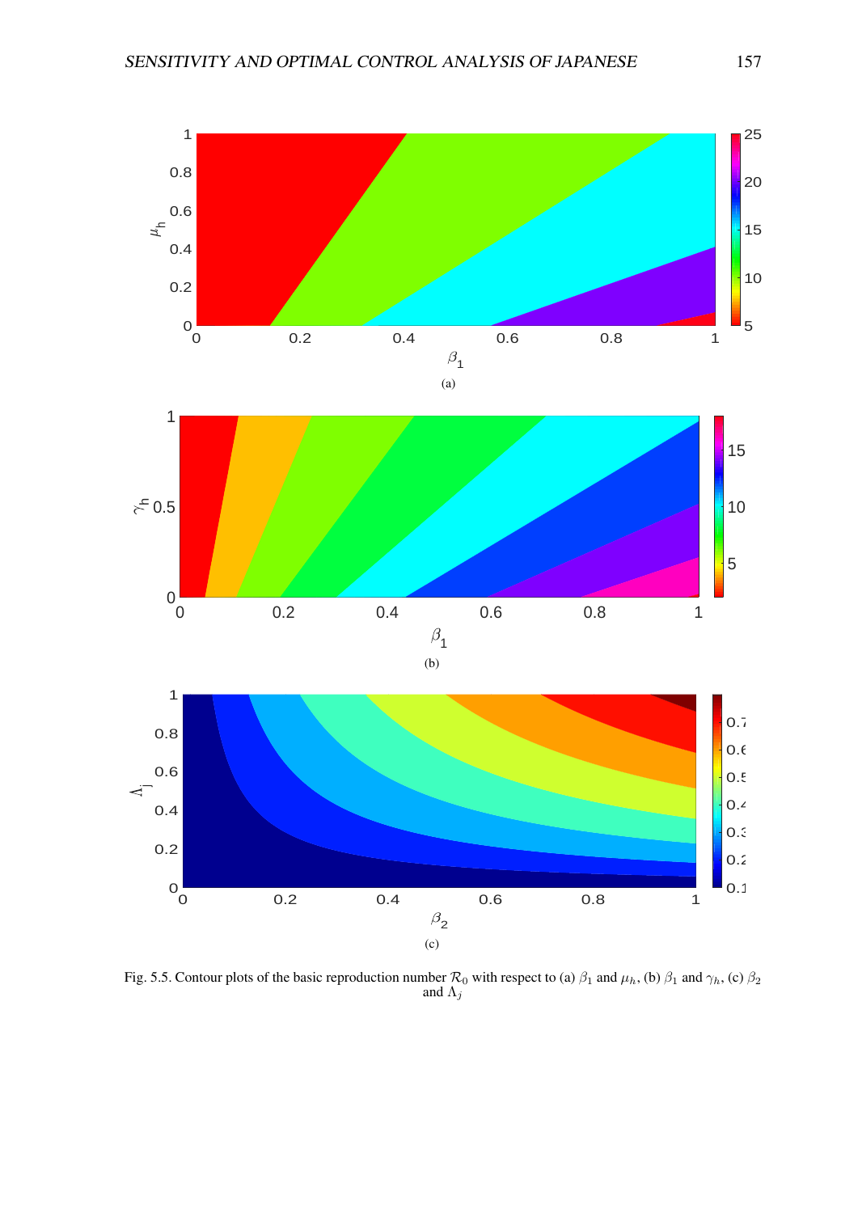(a)

(b)

(c)

Fig. 5.5. Contour plots of the basic reproduction number $\mathcal{R}_0$ with respect to (a) $\beta_1$ and $\mu_h$, (b) $\beta_1$ and $\gamma_h$, (c) $\beta_2$ and $\Lambda_j$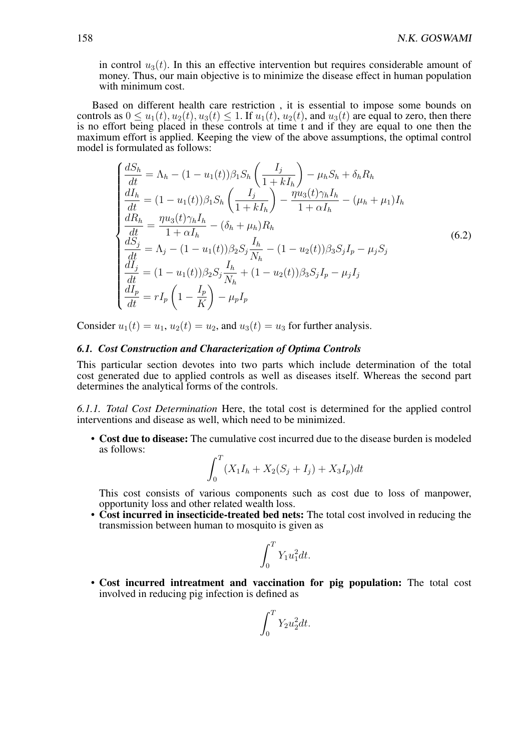in control $u_3(t)$. In this an effective intervention but requires considerable amount of money. Thus, our main objective is to minimize the disease effect in human population with minimum cost.

Based on different health care restriction , it is essential to impose some bounds on controls as $0 \leq u_1(t), u_2(t), u_3(t) \leq 1$. If $u_1(t)$, $u_2(t)$, and $u_3(t)$ are equal to zero, then there is no effort being placed in these controls at time t and if they are equal to one then the maximum effort is applied. Keeping the view of the above assumptions, the optimal control model is formulated as follows:

$$
\begin{cases}
\dfrac{dS_h}{dt} = \Lambda_h - (1 - u_1(t))\beta_1 S_h \left( \dfrac{I_j}{1 + kI_h} \right) - \mu_h S_h + \delta_h R_h \\
\dfrac{dI_h}{dt} = (1 - u_1(t))\beta_1 S_h \left( \dfrac{I_j}{1 + kI_h} \right) - \dfrac{\eta u_3(t) \gamma_h I_h}{1 + \alpha I_h} - (\mu_h + \mu_1) I_h \\
\dfrac{dR_h}{dt} = \dfrac{\eta u_3(t) \gamma_h I_h}{1 + \alpha I_h} - (\delta_h + \mu_h) R_h \\
\dfrac{dS_j}{dt} = \Lambda_j - (1 - u_1(t))\beta_2 S_j \dfrac{I_h}{N_h} - (1 - u_2(t))\beta_3 S_j I_p - \mu_j S_j \\
\dfrac{dI_j}{dt} = (1 - u_1(t))\beta_2 S_j \dfrac{I_h}{N_h} + (1 - u_2(t))\beta_3 S_j I_p - \mu_j I_j \\
\dfrac{dI_p}{dt} = r I_p \left( 1 - \dfrac{I_p}{K} \right) - \mu_p I_p
\end{cases}
\tag{6.2}
$$

Consider $u_1(t) = u_1$, $u_2(t) = u_2$, and $u_3(t) = u_3$ for further analysis.

### *6.1. Cost Construction and Characterization of Optima Controls*

This particular section devotes into two parts which include determination of the total cost generated due to applied controls as well as diseases itself. Whereas the second part determines the analytical forms of the controls.

*6.1.1. Total Cost Determination* Here, the total cost is determined for the applied control interventions and disease as well, which need to be minimized.

- **Cost due to disease:** The cumulative cost incurred due to the disease burden is modeled as follows:

$$\int_0^T (X_1 I_h + X_2(S_j + I_j) + X_3 I_p) dt$$

  This cost consists of various components such as cost due to loss of manpower, opportunity loss and other related wealth loss.
- **Cost incurred in insecticide-treated bed nets:** The total cost involved in reducing the transmission between human to mosquito is given as

$$\int_0^T Y_1 u_1^2 dt.$$

- **Cost incurred intreatment and vaccination for pig population:** The total cost involved in reducing pig infection is defined as

$$\int_0^T Y_2 u_2^2 dt.$$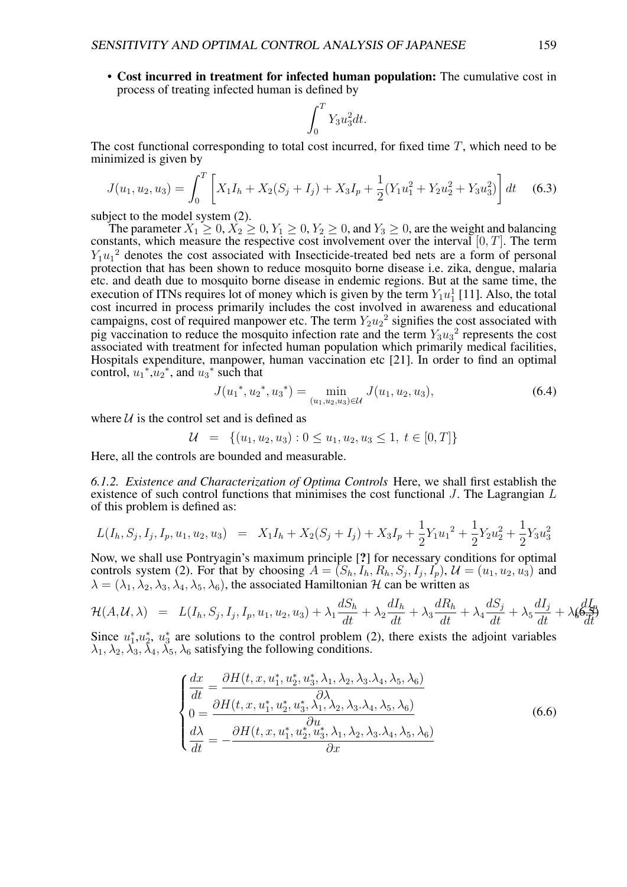- **Cost incurred in treatment for infected human population:** The cumulative cost in process of treating infected human is defined by

$$\int_0^T Y_3 u_3^2 dt.$$

The cost functional corresponding to total cost incurred, for fixed time $T$, which need to be minimized is given by

$$J(u_1, u_2, u_3) = \int_0^T \left[ X_1 I_h + X_2(S_j + I_j) + X_3 I_p + \frac{1}{2}(Y_1 u_1^2 + Y_2 u_2^2 + Y_3 u_3^2) \right] dt \quad (6.3)$$

subject to the model system (2).

The parameter $X_1 \geq 0, X_2 \geq 0, Y_1 \geq 0, Y_2 \geq 0$, and $Y_3 \geq 0$, are the weight and balancing constants, which measure the respective cost involvement over the interval $[0, T]$. The term $Y_1 {u_1}^2$ denotes the cost associated with Insecticide-treated bed nets are a form of personal protection that has been shown to reduce mosquito borne disease i.e. zika, dengue, malaria etc. and death due to mosquito borne disease in endemic regions. But at the same time, the execution of ITNs requires lot of money which is given by the term $Y_1 u_1^1$ [11]. Also, the total cost incurred in process primarily includes the cost involved in awareness and educational campaigns, cost of required manpower etc. The term $Y_2 {u_2}^2$ signifies the cost associated with pig vaccination to reduce the mosquito infection rate and the term $Y_3 {u_3}^2$ represents the cost associated with treatment for infected human population which primarily medical facilities, Hospitals expenditure, manpower, human vaccination etc [21]. In order to find an optimal control, ${u_1}^*$,${u_2}^*$, and ${u_3}^*$ such that

$$J({u_1}^*, {u_2}^*, {u_3}^*) = \min_{(u_1, u_2, u_3) \in \mathcal{U}} J(u_1, u_2, u_3), \quad (6.4)$$

where $\mathcal{U}$ is the control set and is defined as

$$\mathcal{U} \;\; = \;\; \{(u_1, u_2, u_3) : 0 \leq u_1, u_2, u_3 \leq 1, \; t \in [0, T]\}$$

Here, all the controls are bounded and measurable.

*6.1.2. Existence and Characterization of Optima Controls* Here, we shall first establish the existence of such control functions that minimises the cost functional $J$. The Lagrangian $L$ of this problem is defined as:

$$L(I_h, S_j, I_j, I_p, u_1, u_2, u_3) \;\; = \;\; X_1 I_h + X_2(S_j + I_j) + X_3 I_p + \frac{1}{2} Y_1 {u_1}^2 + \frac{1}{2} Y_2 u_2^2 + \frac{1}{2} Y_3 u_3^2$$

Now, we shall use Pontryagin's maximum principle [**?**] for necessary conditions for optimal controls system (2). For that by choosing $A = (S_h, I_h, R_h, S_j, I_j, I_p)$, $\mathcal{U} = (u_1, u_2, u_3)$ and $\lambda = (\lambda_1, \lambda_2, \lambda_3, \lambda_4, \lambda_5, \lambda_6)$, the associated Hamiltonian $\mathcal{H}$ can be written as

$$\mathcal{H}(A, \mathcal{U}, \lambda) \;\; = \;\; L(I_h, S_j, I_j, I_p, u_1, u_2, u_3) + \lambda_1 \frac{dS_h}{dt} + \lambda_2 \frac{dI_h}{dt} + \lambda_3 \frac{dR_h}{dt} + \lambda_4 \frac{dS_j}{dt} + \lambda_5 \frac{dI_j}{dt} + \lambda_6 \frac{dI_p}{dt} \quad (6.5)$$

Since $u_1^*$,$u_2^*$, $u_3^*$ are solutions to the control problem (2), there exists the adjoint variables $\lambda_1, \lambda_2, \lambda_3, \lambda_4, \lambda_5, \lambda_6$ satisfying the following conditions.

$$\begin{cases} \dfrac{dx}{dt} = \dfrac{\partial H(t, x, u_1^*, u_2^*, u_3^*, \lambda_1, \lambda_2, \lambda_3.\lambda_4, \lambda_5, \lambda_6)}{\partial \lambda} \\ 0 = \dfrac{\partial H(t, x, u_1^*, u_2^*, u_3^*, \lambda_1, \lambda_2, \lambda_3.\lambda_4, \lambda_5, \lambda_6)}{\partial u} \\ \dfrac{d\lambda}{dt} = -\dfrac{\partial H(t, x, u_1^*, u_2^*, u_3^*, \lambda_1, \lambda_2, \lambda_3.\lambda_4, \lambda_5, \lambda_6)}{\partial x} \end{cases} \quad (6.6)$$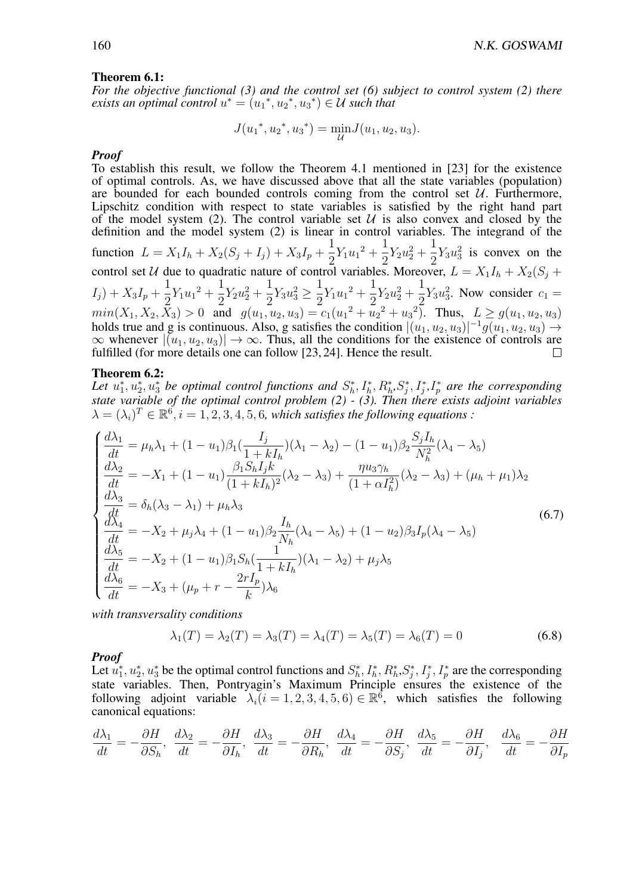**Theorem 6.1:**
*For the objective functional (3) and the control set (6) subject to control system (2) there exists an optimal control $u^* = ({u_1}^*, {u_2}^*, {u_3}^*) \in \mathcal{U}$ such that*

$$J({u_1}^*, {u_2}^*, {u_3}^*) = \min_{\mathcal{U}} J(u_1, u_2, u_3).$$

***Proof***
To establish this result, we follow the Theorem 4.1 mentioned in [23] for the existence of optimal controls. As, we have discussed above that all the state variables (population) are bounded for each bounded controls coming from the control set $\mathcal{U}$. Furthermore, Lipschitz condition with respect to state variables is satisfied by the right hand part of the model system (2). The control variable set $\mathcal{U}$ is also convex and closed by the definition and the model system (2) is linear in control variables. The integrand of the function $L = X_1 I_h + X_2(S_j + I_j) + X_3 I_p + \frac{1}{2}Y_1 {u_1}^2 + \frac{1}{2}Y_2 u_2^2 + \frac{1}{2}Y_3 u_3^2$ is convex on the control set $\mathcal{U}$ due to quadratic nature of control variables. Moreover, $L = X_1 I_h + X_2(S_j + I_j) + X_3 I_p + \frac{1}{2}Y_1 {u_1}^2 + \frac{1}{2}Y_2 u_2^2 + \frac{1}{2}Y_3 u_3^2 \geq \frac{1}{2}Y_1 {u_1}^2 + \frac{1}{2}Y_2 u_2^2 + \frac{1}{2}Y_3 u_3^2$. Now consider $c_1 = min(X_1, X_2, X_3) > 0$ and $g(u_1, u_2, u_3) = c_1({u_1}^2 + {u_2}^2 + {u_3}^2)$. Thus, $L \geq g(u_1, u_2, u_3)$ holds true and g is continuous. Also, g satisfies the condition $|(u_1, u_2, u_3)|^{-1} g(u_1, u_2, u_3) \to \infty$ whenever $|(u_1, u_2, u_3)| \to \infty$. Thus, all the conditions for the existence of controls are fulfilled (for more details one can follow [23, 24]. Hence the result. □

**Theorem 6.2:**
*Let $u_1^*, u_2^*, u_3^*$ be optimal control functions and $S_h^*, I_h^*, R_h^*, S_j^*, I_j^*, I_p^*$ are the corresponding state variable of the optimal control problem (2) - (3). Then there exists adjoint variables $\lambda = (\lambda_i)^T \in \mathbb{R}^6, i = 1, 2, 3, 4, 5, 6,$ which satisfies the following equations :*

$$\begin{cases} \dfrac{d\lambda_1}{dt} = \mu_h \lambda_1 + (1 - u_1)\beta_1\left(\dfrac{I_j}{1 + kI_h}\right)(\lambda_1 - \lambda_2) - (1 - u_1)\beta_2 \dfrac{S_j I_h}{N_h^2}(\lambda_4 - \lambda_5) \\ \dfrac{d\lambda_2}{dt} = -X_1 + (1 - u_1)\dfrac{\beta_1 S_h I_j k}{(1 + kI_h)^2}(\lambda_2 - \lambda_3) + \dfrac{\eta u_3 \gamma_h}{(1 + \alpha I_h^2)}(\lambda_2 - \lambda_3) + (\mu_h + \mu_1)\lambda_2 \\ \dfrac{d\lambda_3}{dt} = \delta_h(\lambda_3 - \lambda_1) + \mu_h \lambda_3 \\ \dfrac{d\lambda_4}{dt} = -X_2 + \mu_j \lambda_4 + (1 - u_1)\beta_2 \dfrac{I_h}{N_h}(\lambda_4 - \lambda_5) + (1 - u_2)\beta_3 I_p(\lambda_4 - \lambda_5) \\ \dfrac{d\lambda_5}{dt} = -X_2 + (1 - u_1)\beta_1 S_h\left(\dfrac{1}{1 + kI_h}\right)(\lambda_1 - \lambda_2) + \mu_j \lambda_5 \\ \dfrac{d\lambda_6}{dt} = -X_3 + \left(\mu_p + r - \dfrac{2rI_p}{k}\right)\lambda_6 \end{cases} \tag{6.7}$$

*with transversality conditions*

$$\lambda_1(T) = \lambda_2(T) = \lambda_3(T) = \lambda_4(T) = \lambda_5(T) = \lambda_6(T) = 0 \tag{6.8}$$

***Proof***
Let $u_1^*, u_2^*, u_3^*$ be the optimal control functions and $S_h^*, I_h^*, R_h^*, S_j^*, I_j^*, I_p^*$ are the corresponding state variables. Then, Pontryagin's Maximum Principle ensures the existence of the following adjoint variable $\lambda_i (i = 1, 2, 3, 4, 5, 6) \in \mathbb{R}^6$, which satisfies the following canonical equations:

$$\frac{d\lambda_1}{dt} = -\frac{\partial H}{\partial S_h}, \ \frac{d\lambda_2}{dt} = -\frac{\partial H}{\partial I_h}, \ \frac{d\lambda_3}{dt} = -\frac{\partial H}{\partial R_h}, \ \frac{d\lambda_4}{dt} = -\frac{\partial H}{\partial S_j}, \ \frac{d\lambda_5}{dt} = -\frac{\partial H}{\partial I_j}, \ \frac{d\lambda_6}{dt} = -\frac{\partial H}{\partial I_p}$$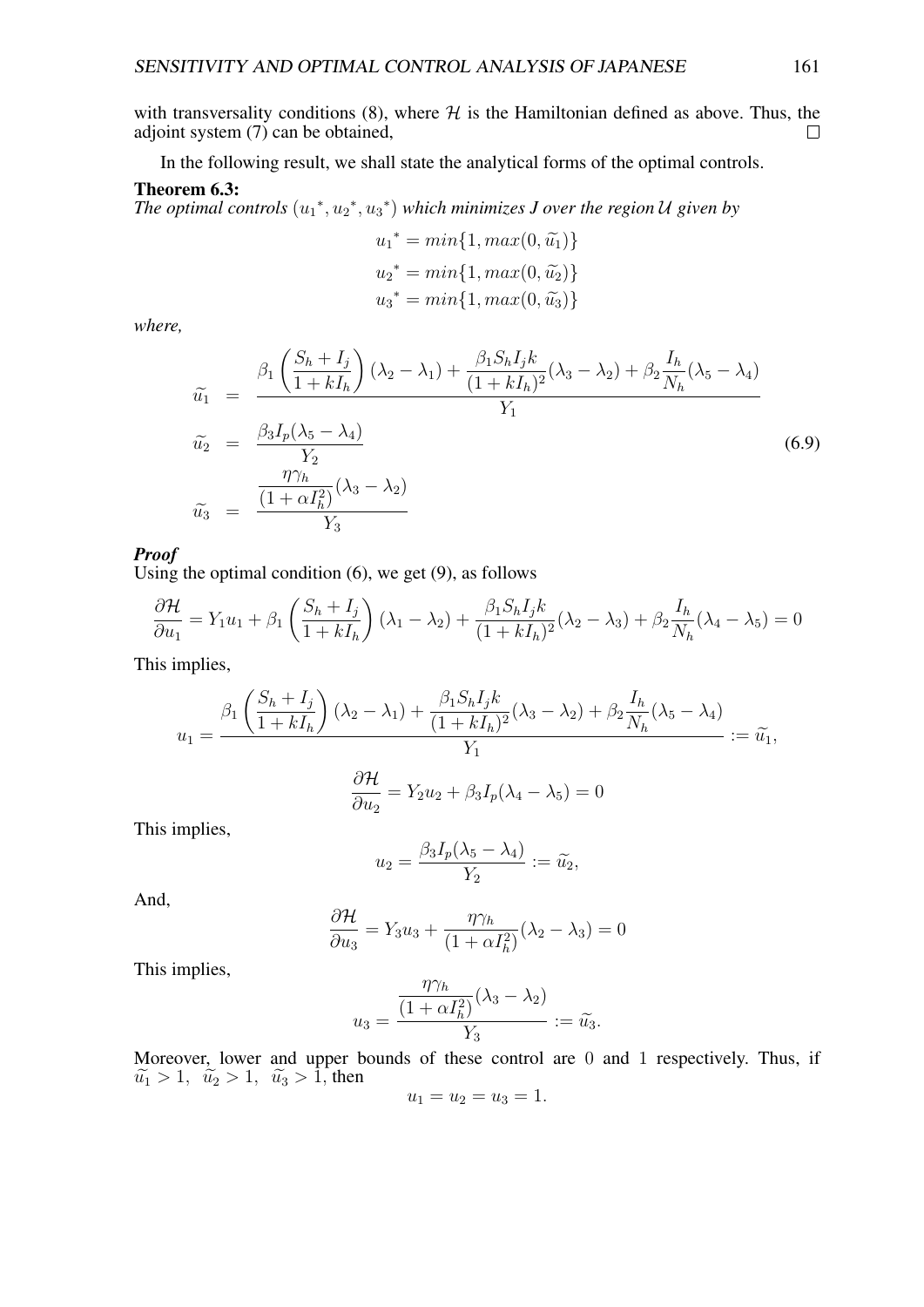with transversality conditions (8), where $\mathcal{H}$ is the Hamiltonian defined as above. Thus, the adjoint system (7) can be obtained, □

In the following result, we shall state the analytical forms of the optimal controls.

**Theorem 6.3:**
*The optimal controls* $({u_1}^*, {u_2}^*, {u_3}^*)$ *which minimizes J over the region* $\mathcal{U}$ *given by*

$$
\begin{aligned}
{u_1}^* &= min\{1, max(0, \widetilde{u_1})\} \\
{u_2}^* &= min\{1, max(0, \widetilde{u_2})\} \\
{u_3}^* &= min\{1, max(0, \widetilde{u_3})\}
\end{aligned}
$$

*where,*

$$
\begin{aligned}
\widetilde{u_1} &= \frac{\beta_1\left(\dfrac{S_h + I_j}{1 + kI_h}\right)(\lambda_2 - \lambda_1) + \dfrac{\beta_1 S_h I_j k}{(1 + kI_h)^2}(\lambda_3 - \lambda_2) + \beta_2 \dfrac{I_h}{N_h}(\lambda_5 - \lambda_4)}{Y_1} \\
\widetilde{u_2} &= \frac{\beta_3 I_p(\lambda_5 - \lambda_4)}{Y_2} \\
\widetilde{u_3} &= \frac{\dfrac{\eta\gamma_h}{(1 + \alpha I_h^2)}(\lambda_3 - \lambda_2)}{Y_3}
\end{aligned}
\tag{6.9}
$$

***Proof***
Using the optimal condition (6), we get (9), as follows

$$
\frac{\partial \mathcal{H}}{\partial u_1} = Y_1 u_1 + \beta_1\left(\frac{S_h + I_j}{1 + kI_h}\right)(\lambda_1 - \lambda_2) + \frac{\beta_1 S_h I_j k}{(1 + kI_h)^2}(\lambda_2 - \lambda_3) + \beta_2 \frac{I_h}{N_h}(\lambda_4 - \lambda_5) = 0
$$

This implies,

$$
u_1 = \frac{\beta_1\left(\dfrac{S_h + I_j}{1 + kI_h}\right)(\lambda_2 - \lambda_1) + \dfrac{\beta_1 S_h I_j k}{(1 + kI_h)^2}(\lambda_3 - \lambda_2) + \beta_2 \dfrac{I_h}{N_h}(\lambda_5 - \lambda_4)}{Y_1} := \widetilde{u_1},
$$

$$
\frac{\partial \mathcal{H}}{\partial u_2} = Y_2 u_2 + \beta_3 I_p(\lambda_4 - \lambda_5) = 0
$$

This implies,

$$
u_2 = \frac{\beta_3 I_p(\lambda_5 - \lambda_4)}{Y_2} := \widetilde{u_2},
$$

And,

$$
\frac{\partial \mathcal{H}}{\partial u_3} = Y_3 u_3 + \frac{\eta\gamma_h}{(1 + \alpha I_h^2)}(\lambda_2 - \lambda_3) = 0
$$

This implies,

$$
u_3 = \frac{\dfrac{\eta\gamma_h}{(1 + \alpha I_h^2)}(\lambda_3 - \lambda_2)}{Y_3} := \widetilde{u_3}.
$$

Moreover, lower and upper bounds of these control are $0$ and $1$ respectively. Thus, if $\widetilde{u_1} > 1,\ \ \widetilde{u_2} > 1,\ \ \widetilde{u_3} > 1$, then

$$
u_1 = u_2 = u_3 = 1.
$$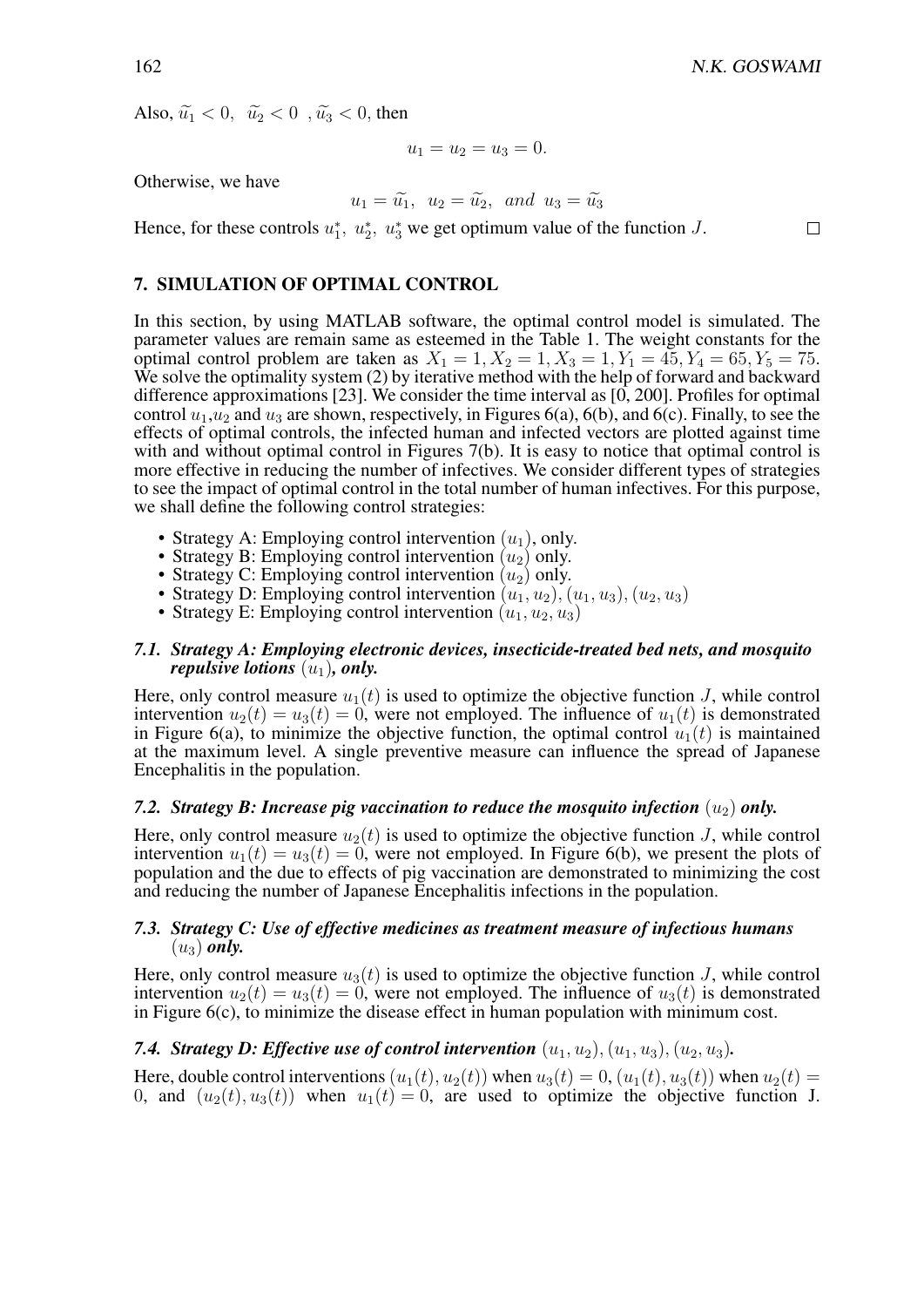Also, $\widetilde{u}_1 < 0,\ \ \widetilde{u}_2 < 0\ \ , \widetilde{u}_3 < 0$, then

$$u_1 = u_2 = u_3 = 0.$$

Otherwise, we have

$$u_1 = \widetilde{u}_1,\ \ u_2 = \widetilde{u}_2,\ \ and\ \ u_3 = \widetilde{u}_3$$

Hence, for these controls $u_1^*,\ u_2^*,\ u_3^*$ we get optimum value of the function $J$. $\square$

## 7. SIMULATION OF OPTIMAL CONTROL

In this section, by using MATLAB software, the optimal control model is simulated. The parameter values are remain same as esteemed in the Table 1. The weight constants for the optimal control problem are taken as $X_1 = 1, X_2 = 1, X_3 = 1, Y_1 = 45, Y_4 = 65, Y_5 = 75$. We solve the optimality system (2) by iterative method with the help of forward and backward difference approximations [23]. We consider the time interval as [0, 200]. Profiles for optimal control $u_1$,$u_2$ and $u_3$ are shown, respectively, in Figures 6(a), 6(b), and 6(c). Finally, to see the effects of optimal controls, the infected human and infected vectors are plotted against time with and without optimal control in Figures 7(b). It is easy to notice that optimal control is more effective in reducing the number of infectives. We consider different types of strategies to see the impact of optimal control in the total number of human infectives. For this purpose, we shall define the following control strategies:

- Strategy A: Employing control intervention $(u_1)$, only.
- Strategy B: Employing control intervention $(u_2)$ only.
- Strategy C: Employing control intervention $(u_2)$ only.
- Strategy D: Employing control intervention $(u_1, u_2), (u_1, u_3), (u_2, u_3)$
- Strategy E: Employing control intervention $(u_1, u_2, u_3)$

### *7.1. Strategy A: Employing electronic devices, insecticide-treated bed nets, and mosquito repulsive lotions* $(u_1)$*, only.*

Here, only control measure $u_1(t)$ is used to optimize the objective function $J$, while control intervention $u_2(t) = u_3(t) = 0$, were not employed. The influence of $u_1(t)$ is demonstrated in Figure 6(a), to minimize the objective function, the optimal control $u_1(t)$ is maintained at the maximum level. A single preventive measure can influence the spread of Japanese Encephalitis in the population.

### *7.2. Strategy B: Increase pig vaccination to reduce the mosquito infection* $(u_2)$ *only.*

Here, only control measure $u_2(t)$ is used to optimize the objective function $J$, while control intervention $u_1(t) = u_3(t) = 0$, were not employed. In Figure 6(b), we present the plots of population and the due to effects of pig vaccination are demonstrated to minimizing the cost and reducing the number of Japanese Encephalitis infections in the population.

### *7.3. Strategy C: Use of effective medicines as treatment measure of infectious humans* $(u_3)$ *only.*

Here, only control measure $u_3(t)$ is used to optimize the objective function $J$, while control intervention $u_2(t) = u_3(t) = 0$, were not employed. The influence of $u_3(t)$ is demonstrated in Figure 6(c), to minimize the disease effect in human population with minimum cost.

### *7.4. Strategy D: Effective use of control intervention* $(u_1, u_2), (u_1, u_3), (u_2, u_3)$*.*

Here, double control interventions $(u_1(t), u_2(t))$ when $u_3(t) = 0$, $(u_1(t), u_3(t))$ when $u_2(t) = 0$, and $(u_2(t), u_3(t))$ when $u_1(t) = 0$, are used to optimize the objective function J.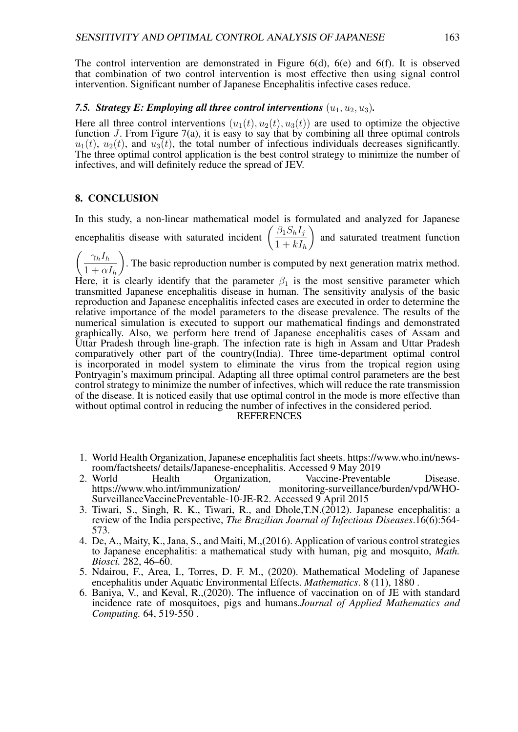The control intervention are demonstrated in Figure 6(d), 6(e) and 6(f). It is observed that combination of two control intervention is most effective then using signal control intervention. Significant number of Japanese Encephalitis infective cases reduce.

### 7.5. *Strategy E: Employing all three control interventions* $(u_1, u_2, u_3)$.

Here all three control interventions $(u_1(t), u_2(t), u_3(t))$ are used to optimize the objective function $J$. From Figure 7(a), it is easy to say that by combining all three optimal controls $u_1(t)$, $u_2(t)$, and $u_3(t)$, the total number of infectious individuals decreases significantly. The three optimal control application is the best control strategy to minimize the number of infectives, and will definitely reduce the spread of JEV.

## 8. CONCLUSION

In this study, a non-linear mathematical model is formulated and analyzed for Japanese encephalitis disease with saturated incident $\left(\dfrac{\beta_1 S_h I_j}{1 + kI_h}\right)$ and saturated treatment function $\left(\dfrac{\gamma_h I_h}{1 + \alpha I_h}\right)$. The basic reproduction number is computed by next generation matrix method. Here, it is clearly identify that the parameter $\beta_1$ is the most sensitive parameter which transmitted Japanese encephalitis disease in human. The sensitivity analysis of the basic reproduction and Japanese encephalitis infected cases are executed in order to determine the relative importance of the model parameters to the disease prevalence. The results of the numerical simulation is executed to support our mathematical findings and demonstrated graphically. Also, we perform here trend of Japanese encephalitis cases of Assam and Uttar Pradesh through line-graph. The infection rate is high in Assam and Uttar Pradesh comparatively other part of the country(India). Three time-department optimal control is incorporated in model system to eliminate the virus from the tropical region using Pontryagin's maximum principal. Adapting all three optimal control parameters are the best control strategy to minimize the number of infectives, which will reduce the rate transmission of the disease. It is noticed easily that use optimal control in the mode is more effective than without optimal control in reducing the number of infectives in the considered period.

REFERENCES

1. World Health Organization, Japanese encephalitis fact sheets. https://www.who.int/news-room/factsheets/ details/Japanese-encephalitis. Accessed 9 May 2019
2. World Health Organization, Vaccine-Preventable Disease. https://www.who.int/immunization/ monitoring-surveillance/burden/vpd/WHO-SurveillanceVaccinePreventable-10-JE-R2. Accessed 9 April 2015
3. Tiwari, S., Singh, R. K., Tiwari, R., and Dhole,T.N.(2012). Japanese encephalitis: a review of the India perspective, *The Brazilian Journal of Infectious Diseases*.16(6):564-573.
4. De, A., Maity, K., Jana, S., and Maiti, M.,(2016). Application of various control strategies to Japanese encephalitis: a mathematical study with human, pig and mosquito, *Math. Biosci.* 282, 46–60.
5. Ndairou, F., Area, I., Torres, D. F. M., (2020). Mathematical Modeling of Japanese encephalitis under Aquatic Environmental Effects. *Mathematics*. 8 (11), 1880 .
6. Baniya, V., and Keval, R.,(2020). The influence of vaccination on of JE with standard incidence rate of mosquitoes, pigs and humans.*Journal of Applied Mathematics and Computing.* 64, 519-550 .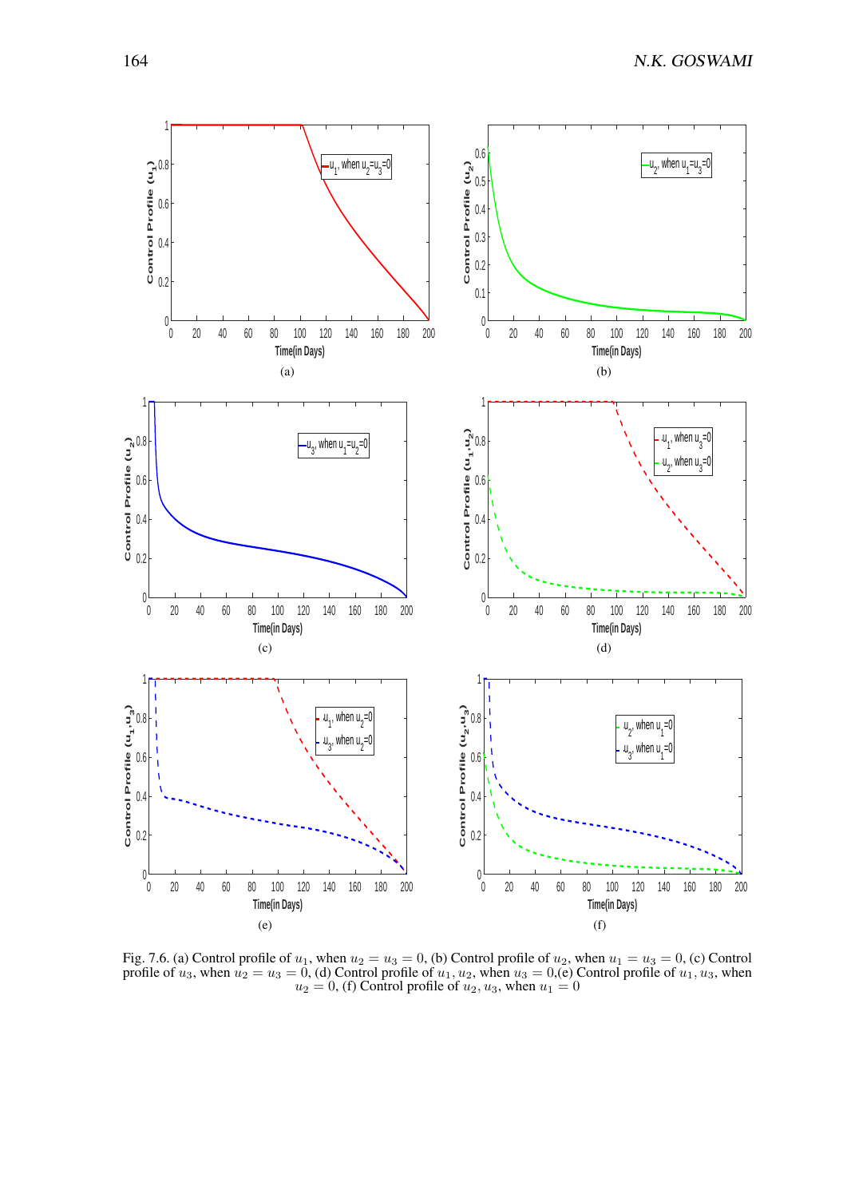Fig. 7.6. (a) Control profile of $u_1$, when $u_2 = u_3 = 0$, (b) Control profile of $u_2$, when $u_1 = u_3 = 0$, (c) Control profile of $u_3$, when $u_2 = u_3 = 0$, (d) Control profile of $u_1, u_2$, when $u_3 = 0$,(e) Control profile of $u_1, u_3$, when $u_2 = 0$, (f) Control profile of $u_2, u_3$, when $u_1 = 0$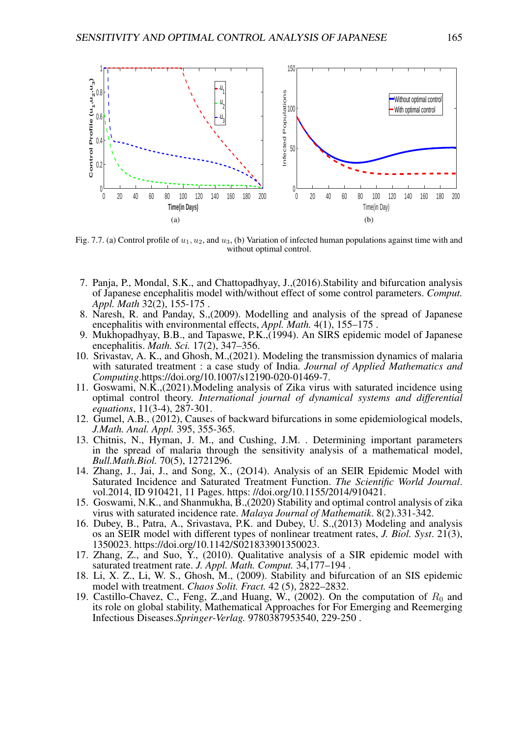Fig. 7.7. (a) Control profile of $u_1, u_2$, and $u_3$, (b) Variation of infected human populations against time with and without optimal control.

7. Panja, P., Mondal, S.K., and Chattopadhyay, J.,(2016).Stability and bifurcation analysis of Japanese encephalitis model with/without effect of some control parameters. *Comput. Appl. Math* 32(2), 155-175 .
8. Naresh, R. and Panday, S.,(2009). Modelling and analysis of the spread of Japanese encephalitis with environmental effects, *Appl. Math.* 4(1), 155–175 .
9. Mukhopadhyay, B.B., and Tapaswe, P.K.,(1994). An SIRS epidemic model of Japanese encephalitis. *Math. Sci.* 17(2), 347–356.
10. Srivastav, A. K., and Ghosh, M.,(2021). Modeling the transmission dynamics of malaria with saturated treatment : a case study of India. *Journal of Applied Mathematics and Computing*.https://doi.org/10.1007/s12190-020-01469-7.
11. Goswami, N.K.,(2021).Modeling analysis of Zika virus with saturated incidence using optimal control theory. *International journal of dynamical systems and differential equations*, 11(3-4), 287-301.
12. Gumel, A.B., (2012), Causes of backward bifurcations in some epidemiological models, *J.Math. Anal. Appl.* 395, 355-365.
13. Chitnis, N., Hyman, J. M., and Cushing, J.M. . Determining important parameters in the spread of malaria through the sensitivity analysis of a mathematical model, *Bull.Math.Biol.* 70(5), 12721296.
14. Zhang, J., Jai, J., and Song, X., (2O14). Analysis of an SEIR Epidemic Model with Saturated Incidence and Saturated Treatment Function. *The Scientific World Journal*. vol.2014, ID 910421, 11 Pages. https: //doi.org/10.1155/2014/910421.
15. Goswami, N.K., and Shanmukha, B.,(2020) Stability and optimal control analysis of zika virus with saturated incidence rate. *Malaya Journal of Mathematik*. 8(2).331-342.
16. Dubey, B., Patra, A., Srivastava, P.K. and Dubey, U. S.,(2013) Modeling and analysis os an SEIR model with different types of nonlinear treatment rates, *J. Biol. Syst*. 21(3), 1350023. https://doi.org/10.1142/S021833901350023.
17. Zhang, Z., and Suo, Y., (2010). Qualitative analysis of a SIR epidemic model with saturated treatment rate. *J. Appl. Math. Comput.* 34,177–194 .
18. Li, X. Z., Li, W. S., Ghosh, M., (2009). Stability and bifurcation of an SIS epidemic model with treatment. *Chaos Solit. Fract.* 42 (5), 2822–2832.
19. Castillo-Chavez, C., Feng, Z.,and Huang, W., (2002). On the computation of $R_0$ and its role on global stability, Mathematical Approaches for For Emerging and Reemerging Infectious Diseases.*Springer-Verlag.* 9780387953540, 229-250 .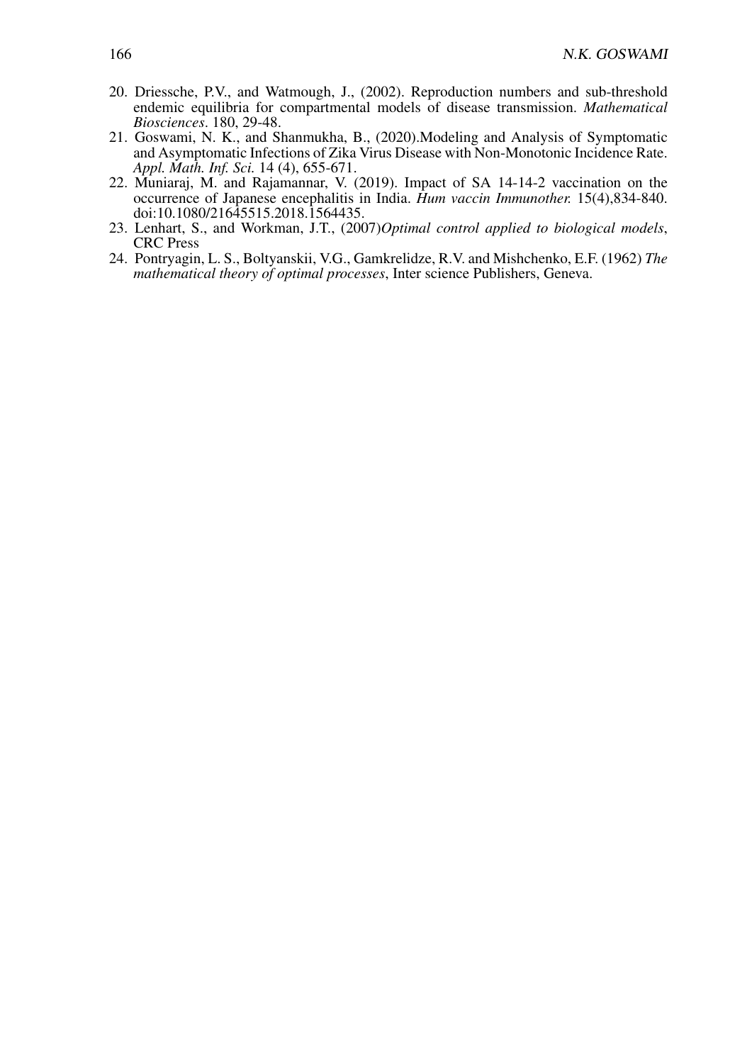20. Driessche, P.V., and Watmough, J., (2002). Reproduction numbers and sub-threshold endemic equilibria for compartmental models of disease transmission. *Mathematical Biosciences*. 180, 29-48.
21. Goswami, N. K., and Shanmukha, B., (2020).Modeling and Analysis of Symptomatic and Asymptomatic Infections of Zika Virus Disease with Non-Monotonic Incidence Rate. *Appl. Math. Inf. Sci.* 14 (4), 655-671.
22. Muniaraj, M. and Rajamannar, V. (2019). Impact of SA 14-14-2 vaccination on the occurrence of Japanese encephalitis in India. *Hum vaccin Immunother.* 15(4),834-840. doi:10.1080/21645515.2018.1564435.
23. Lenhart, S., and Workman, J.T., (2007)*Optimal control applied to biological models*, CRC Press
24. Pontryagin, L. S., Boltyanskii, V.G., Gamkrelidze, R.V. and Mishchenko, E.F. (1962) *The mathematical theory of optimal processes*, Inter science Publishers, Geneva.